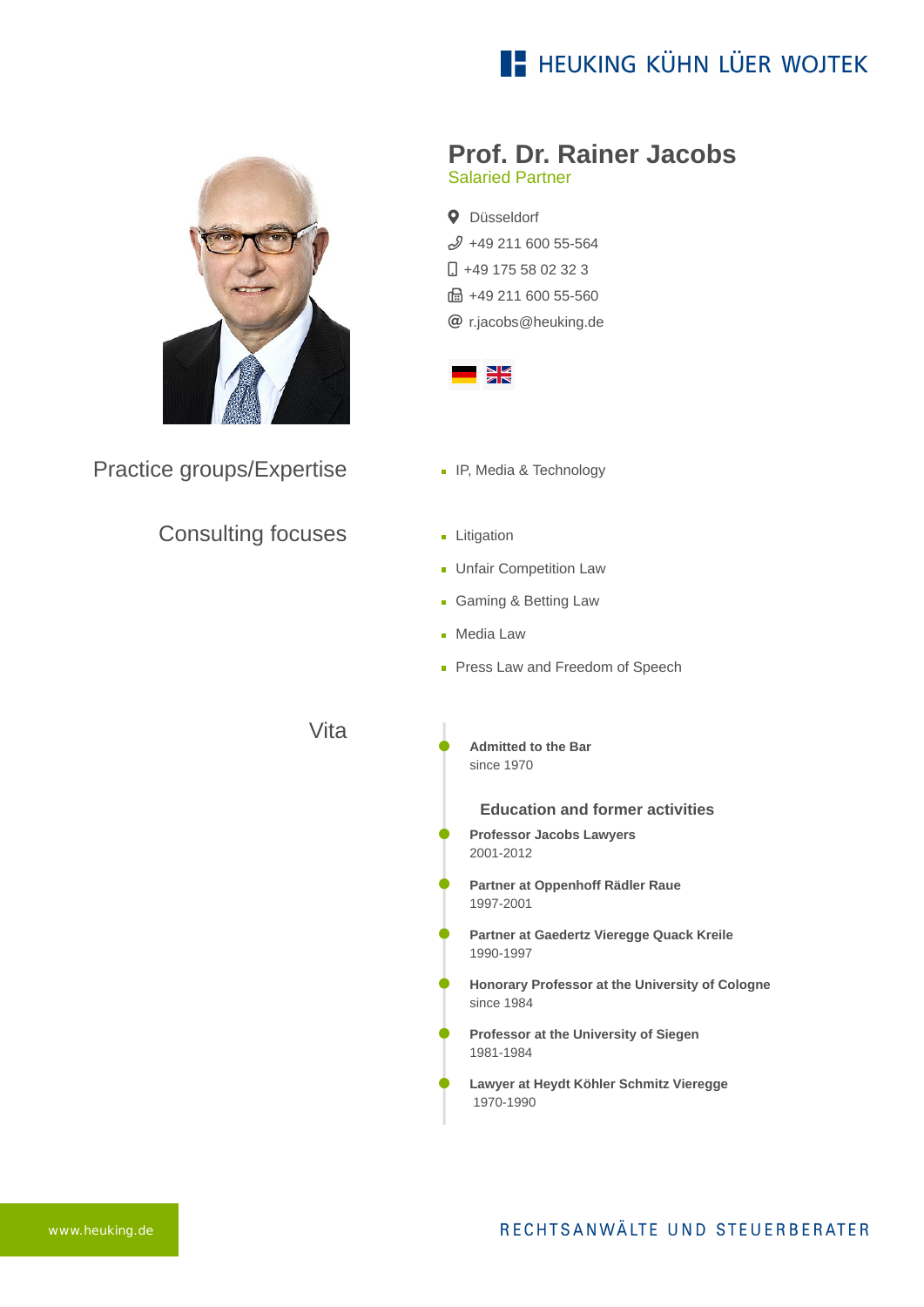HEUKING KÜHN LÜER WOJTEK

# Prof. Dr. Rainer Jacobs

Salaried Partner

- Düsseldorf
- +49 211 600 55-564
- +49 175 58 02 32 3
- +49 211 600 55-560
- r.jacobs@heuking.de

## Practice groups/Expertise

- IP, Media & Technology

## Consulting focuses

- Litigation
- Unfair Competition Law
- Gaming & Betting Law
- Media Law
- Press Law and Freedom of Speech

## Vita

**Admitted to the Bar**
since 1970

### Education and former activities

**Professor Jacobs Lawyers**
2001-2012

**Partner at Oppenhoff Rädler Raue**
1997-2001

**Partner at Gaedertz Vieregge Quack Kreile**
1990-1997

**Honorary Professor at the University of Cologne**
since 1984

**Professor at the University of Siegen**
1981-1984

**Lawyer at Heydt Köhler Schmitz Vieregge**
1970-1990

www.heuking.de

RECHTSANWÄLTE UND STEUERBERATER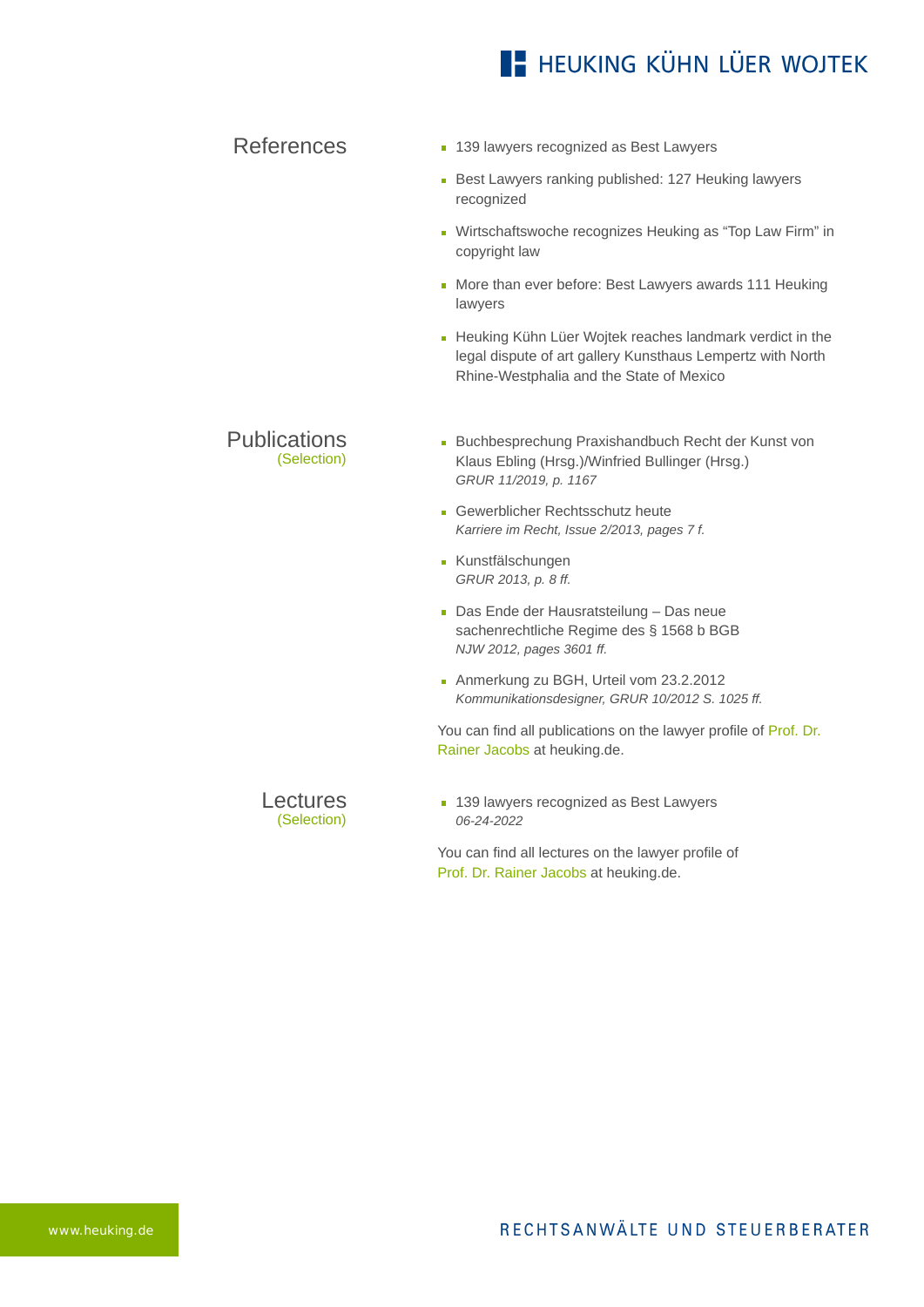## References

- 139 lawyers recognized as Best Lawyers
- Best Lawyers ranking published: 127 Heuking lawyers recognized
- Wirtschaftswoche recognizes Heuking as “Top Law Firm” in copyright law
- More than ever before: Best Lawyers awards 111 Heuking lawyers
- Heuking Kühn Lüer Wojtek reaches landmark verdict in the legal dispute of art gallery Kunsthaus Lempertz with North Rhine-Westphalia and the State of Mexico

## Publications (Selection)

- Buchbesprechung Praxishandbuch Recht der Kunst von Klaus Ebling (Hrsg.)/Winfried Bullinger (Hrsg.)
  *GRUR 11/2019, p. 1167*
- Gewerblicher Rechtsschutz heute
  *Karriere im Recht, Issue 2/2013, pages 7 f.*
- Kunstfälschungen
  *GRUR 2013, p. 8 ff.*
- Das Ende der Hausratsteilung – Das neue sachenrechtliche Regime des § 1568 b BGB
  *NJW 2012, pages 3601 ff.*
- Anmerkung zu BGH, Urteil vom 23.2.2012
  *Kommunikationsdesigner, GRUR 10/2012 S. 1025 ff.*

You can find all publications on the lawyer profile of Prof. Dr. Rainer Jacobs at heuking.de.

## Lectures (Selection)

- 139 lawyers recognized as Best Lawyers
  *06-24-2022*

You can find all lectures on the lawyer profile of Prof. Dr. Rainer Jacobs at heuking.de.